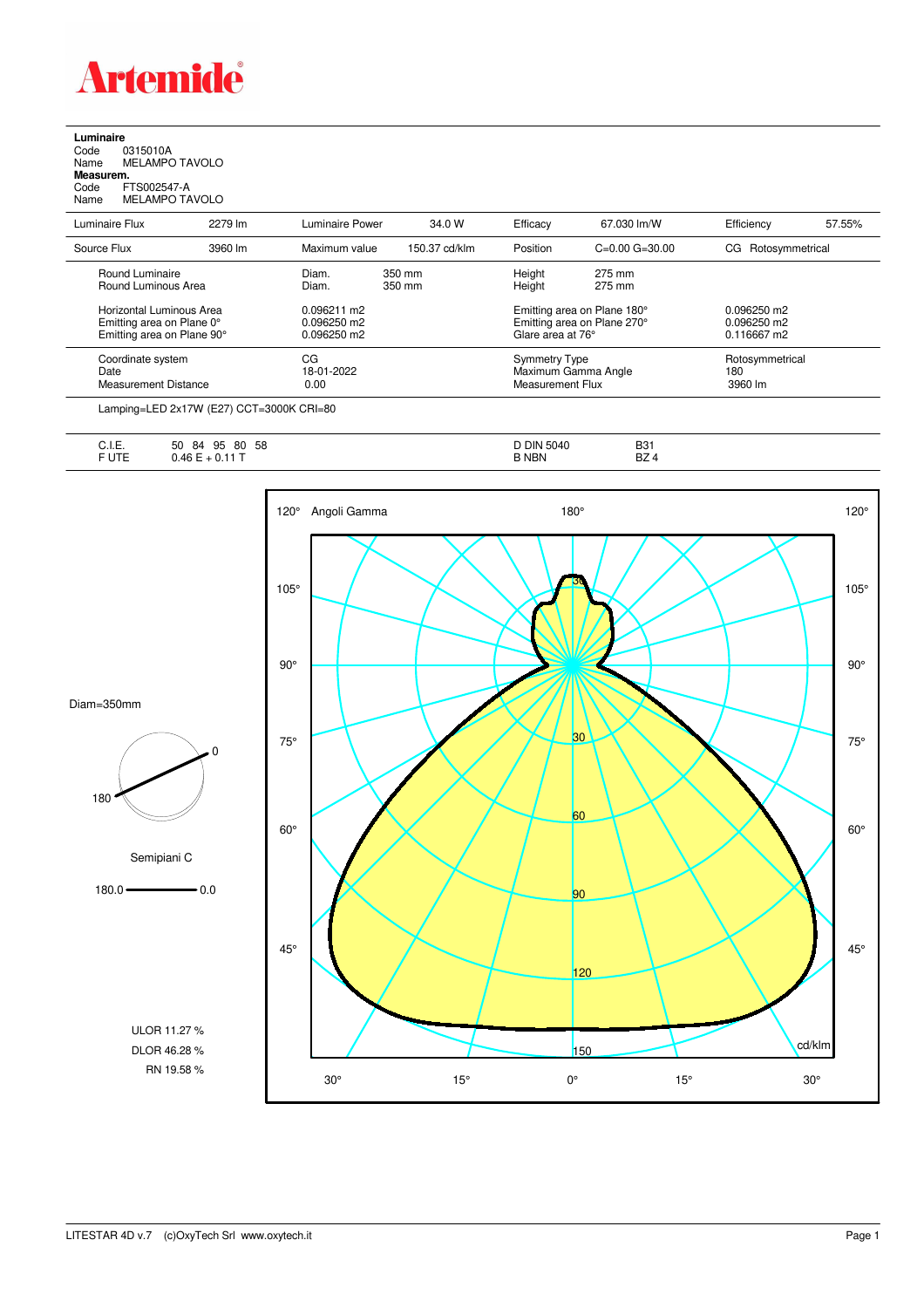# Artemide

**Luminaire**

Code 0315010A
Name MELAMPO TAVOLO

**Measurem.**

Code FTS002547-A
Name MELAMPO TAVOLO

| Luminaire Flux | 2279 lm | Luminaire Power | 34.0 W | Efficacy | 67.030 lm/W | Efficiency | 57.55% |
|---|---|---|---|---|---|---|---|
| Source Flux | 3960 lm | Maximum value | 150.37 cd/klm | Position | C=0.00 G=30.00 | CG Rotosymmetrical | |

| | | | |
|---|---|---|---|
| Round Luminaire | Diam. 350 mm | Height 275 mm | |
| Round Luminous Area | Diam. 350 mm | Height 275 mm | |
| Horizontal Luminous Area | 0.096211 m2 | Emitting area on Plane 180° | 0.096250 m2 |
| Emitting area on Plane 0° | 0.096250 m2 | Emitting area on Plane 270° | 0.096250 m2 |
| Emitting area on Plane 90° | 0.096250 m2 | Glare area at 76° | 0.116667 m2 |

| | | | |
|---|---|---|---|
| Coordinate system | CG | Symmetry Type | Rotosymmetrical |
| Date | 18-01-2022 | Maximum Gamma Angle | 180 |
| Measurement Distance | 0.00 | Measurement Flux | 3960 lm |

Lamping=LED 2x17W (E27) CCT=3000K CRI=80

| | | | |
|---|---|---|---|
| C.I.E. | 50 84 95 80 58 | D DIN 5040 | B31 |
| F UTE | 0.46 E + 0.11 T | B NBN | BZ 4 |

Diam=350mm

Semipiani C

180.0 — 0.0

ULOR 11.27 %
DLOR 46.28 %
RN 19.58 %

Angoli Gamma

cd/klm

LITESTAR 4D v.7 (c)OxyTech Srl www.oxytech.it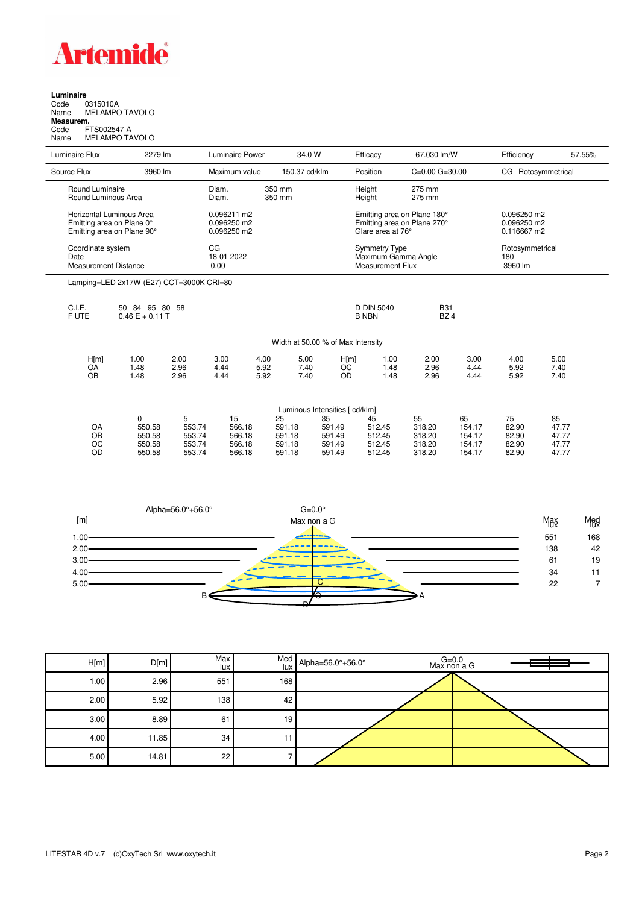Artemide

**Luminaire**
Code 0315010A
Name MELAMPO TAVOLO
**Measurem.**
Code FTS002547-A
Name MELAMPO TAVOLO

| | | | | | | | |
|---|---|---|---|---|---|---|---|
| Luminaire Flux | 2279 lm | Luminaire Power | 34.0 W | Efficacy | 67.030 lm/W | Efficiency | 57.55% |
| Source Flux | 3960 lm | Maximum value | 150.37 cd/klm | Position | C=0.00 G=30.00 | CG Rotosymmetrical | |

| | | | | | |
|---|---|---|---|---|---|
| Round Luminaire | Diam. | 350 mm | Height | 275 mm | |
| Round Luminous Area | Diam. | 350 mm | Height | 275 mm | |
| Horizontal Luminous Area | 0.096211 m2 | | Emitting area on Plane 180° | | 0.096250 m2 |
| Emitting area on Plane 0° | 0.096250 m2 | | Emitting area on Plane 270° | | 0.096250 m2 |
| Emitting area on Plane 90° | 0.096250 m2 | | Glare area at 76° | | 0.116667 m2 |

| | | | |
|---|---|---|---|
| Coordinate system | CG | Symmetry Type | Rotosymmetrical |
| Date | 18-01-2022 | Maximum Gamma Angle | 180 |
| Measurement Distance | 0.00 | Measurement Flux | 3960 lm |

Lamping=LED 2x17W (E27) CCT=3000K CRI=80

| | | | |
|---|---|---|---|
| C.I.E. | 50 84 95 80 58 | D DIN 5040 | B31 |
| F UTE | 0.46 E + 0.11 T | B NBN | BZ 4 |

Width at 50.00 % of Max Intensity

| H[m] | 1.00 | 2.00 | 3.00 | 4.00 | 5.00 | H[m] | 1.00 | 2.00 | 3.00 | 4.00 | 5.00 |
|---|---|---|---|---|---|---|---|---|---|---|---|
| OA | 1.48 | 2.96 | 4.44 | 5.92 | 7.40 | OC | 1.48 | 2.96 | 4.44 | 5.92 | 7.40 |
| OB | 1.48 | 2.96 | 4.44 | 5.92 | 7.40 | OD | 1.48 | 2.96 | 4.44 | 5.92 | 7.40 |

Luminous Intensities [ cd/klm]

| | 0 | 5 | 15 | 25 | 35 | 45 | 55 | 65 | 75 | 85 |
|---|---|---|---|---|---|---|---|---|---|---|
| OA | 550.58 | 553.74 | 566.18 | 591.18 | 591.49 | 512.45 | 318.20 | 154.17 | 82.90 | 47.77 |
| OB | 550.58 | 553.74 | 566.18 | 591.18 | 591.49 | 512.45 | 318.20 | 154.17 | 82.90 | 47.77 |
| OC | 550.58 | 553.74 | 566.18 | 591.18 | 591.49 | 512.45 | 318.20 | 154.17 | 82.90 | 47.77 |
| OD | 550.58 | 553.74 | 566.18 | 591.18 | 591.49 | 512.45 | 318.20 | 154.17 | 82.90 | 47.77 |

Alpha=56.0°+56.0°
G=0.0°
Max non a G
[m]
Max lux
Med lux
1.00 551 168
2.00 138 42
3.00 61 19
4.00 34 11
5.00 22 7
A B C D O

| H[m] | D[m] | Max lux | Med lux | Alpha=56.0°+56.0° G=0.0 Max non a G |
|---|---|---|---|---|
| 1.00 | 2.96 | 551 | 168 | |
| 2.00 | 5.92 | 138 | 42 | |
| 3.00 | 8.89 | 61 | 19 | |
| 4.00 | 11.85 | 34 | 11 | |
| 5.00 | 14.81 | 22 | 7 | |

LITESTAR 4D v.7 (c)OxyTech Srl www.oxytech.it